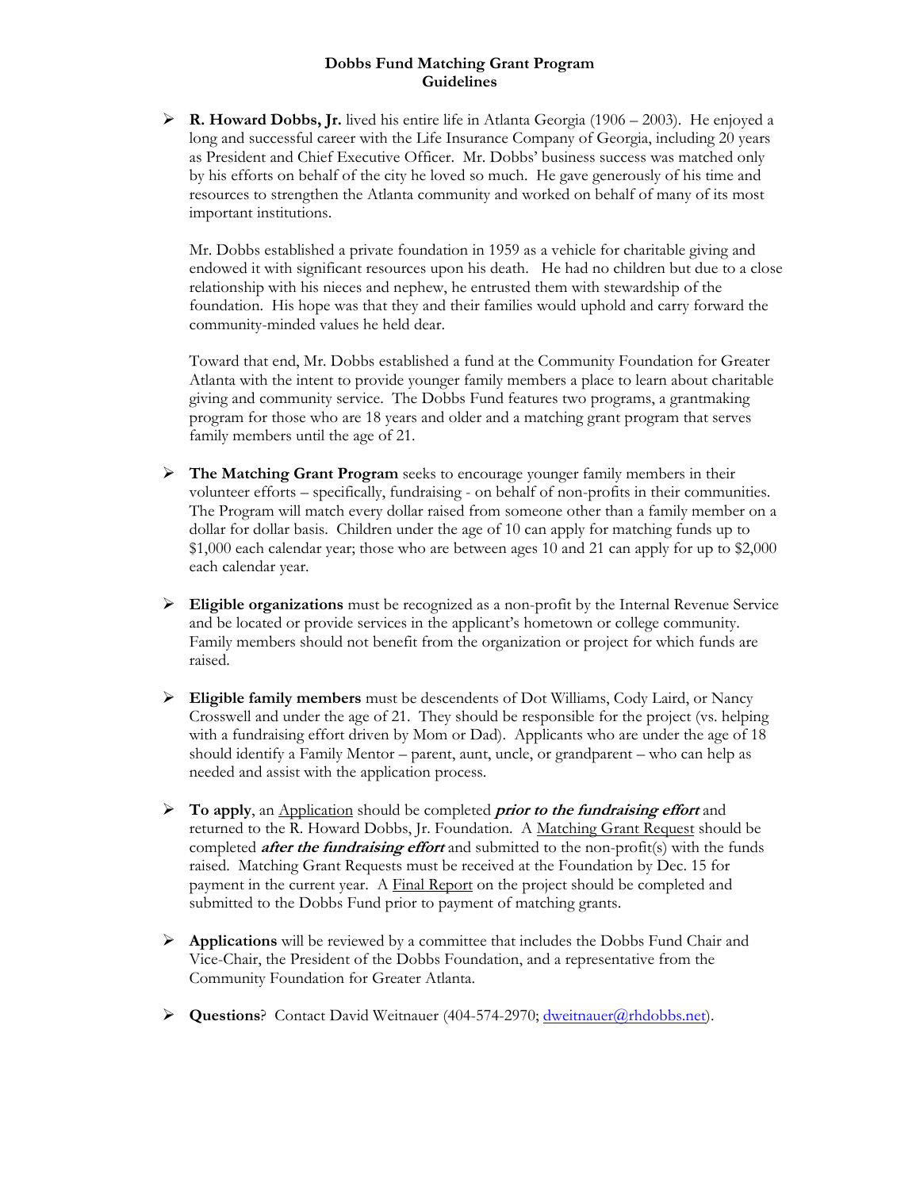# Dobbs Fund Matching Grant Program
## Guidelines

- **R. Howard Dobbs, Jr.** lived his entire life in Atlanta Georgia (1906 – 2003). He enjoyed a long and successful career with the Life Insurance Company of Georgia, including 20 years as President and Chief Executive Officer. Mr. Dobbs' business success was matched only by his efforts on behalf of the city he loved so much. He gave generously of his time and resources to strengthen the Atlanta community and worked on behalf of many of its most important institutions.

  Mr. Dobbs established a private foundation in 1959 as a vehicle for charitable giving and endowed it with significant resources upon his death. He had no children but due to a close relationship with his nieces and nephew, he entrusted them with stewardship of the foundation. His hope was that they and their families would uphold and carry forward the community-minded values he held dear.

  Toward that end, Mr. Dobbs established a fund at the Community Foundation for Greater Atlanta with the intent to provide younger family members a place to learn about charitable giving and community service. The Dobbs Fund features two programs, a grantmaking program for those who are 18 years and older and a matching grant program that serves family members until the age of 21.

- **The Matching Grant Program** seeks to encourage younger family members in their volunteer efforts – specifically, fundraising - on behalf of non-profits in their communities. The Program will match every dollar raised from someone other than a family member on a dollar for dollar basis. Children under the age of 10 can apply for matching funds up to $1,000 each calendar year; those who are between ages 10 and 21 can apply for up to $2,000 each calendar year.

- **Eligible organizations** must be recognized as a non-profit by the Internal Revenue Service and be located or provide services in the applicant's hometown or college community. Family members should not benefit from the organization or project for which funds are raised.

- **Eligible family members** must be descendents of Dot Williams, Cody Laird, or Nancy Crosswell and under the age of 21. They should be responsible for the project (vs. helping with a fundraising effort driven by Mom or Dad). Applicants who are under the age of 18 should identify a Family Mentor – parent, aunt, uncle, or grandparent – who can help as needed and assist with the application process.

- **To apply**, an Application should be completed ***prior to the fundraising effort*** and returned to the R. Howard Dobbs, Jr. Foundation. A Matching Grant Request should be completed ***after the fundraising effort*** and submitted to the non-profit(s) with the funds raised. Matching Grant Requests must be received at the Foundation by Dec. 15 for payment in the current year. A Final Report on the project should be completed and submitted to the Dobbs Fund prior to payment of matching grants.

- **Applications** will be reviewed by a committee that includes the Dobbs Fund Chair and Vice-Chair, the President of the Dobbs Foundation, and a representative from the Community Foundation for Greater Atlanta.

- **Questions**? Contact David Weitnauer (404-574-2970; dweitnauer@rhdobbs.net).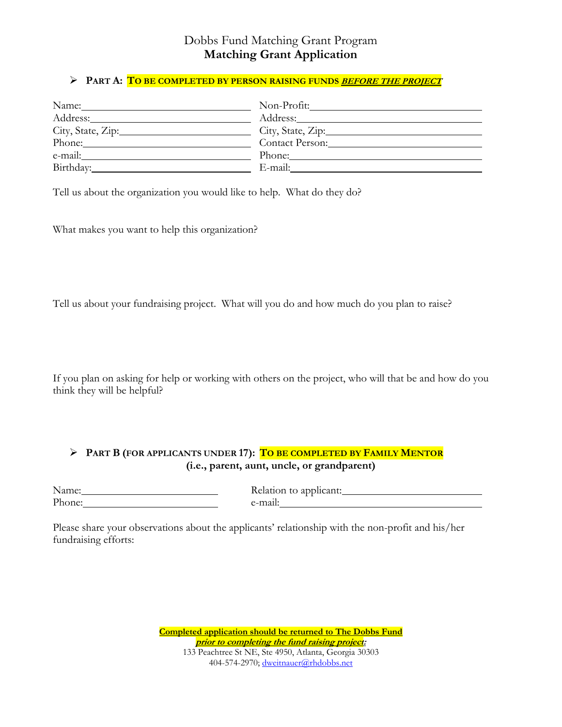# Dobbs Fund Matching Grant Program
## Matching Grant Application

- **PART A: TO BE COMPLETED BY PERSON RAISING FUNDS *BEFORE THE PROJECT***

| | |
|---|---|
| Name:\_\_\_\_\_\_\_\_\_\_\_\_\_\_\_\_\_\_\_\_\_\_\_\_\_\_\_\_ | Non-Profit:\_\_\_\_\_\_\_\_\_\_\_\_\_\_\_\_\_\_\_\_\_\_\_\_\_\_\_\_ |
| Address:\_\_\_\_\_\_\_\_\_\_\_\_\_\_\_\_\_\_\_\_\_\_\_\_\_\_\_\_ | Address:\_\_\_\_\_\_\_\_\_\_\_\_\_\_\_\_\_\_\_\_\_\_\_\_\_\_\_\_ |
| City, State, Zip:\_\_\_\_\_\_\_\_\_\_\_\_\_\_\_\_\_\_\_\_\_\_\_\_ | City, State, Zip:\_\_\_\_\_\_\_\_\_\_\_\_\_\_\_\_\_\_\_\_\_\_\_\_ |
| Phone:\_\_\_\_\_\_\_\_\_\_\_\_\_\_\_\_\_\_\_\_\_\_\_\_\_\_\_\_ | Contact Person:\_\_\_\_\_\_\_\_\_\_\_\_\_\_\_\_\_\_\_\_\_\_\_\_ |
| e-mail:\_\_\_\_\_\_\_\_\_\_\_\_\_\_\_\_\_\_\_\_\_\_\_\_\_\_\_\_ | Phone:\_\_\_\_\_\_\_\_\_\_\_\_\_\_\_\_\_\_\_\_\_\_\_\_\_\_\_\_ |
| Birthday:\_\_\_\_\_\_\_\_\_\_\_\_\_\_\_\_\_\_\_\_\_\_\_\_\_\_\_\_ | E-mail:\_\_\_\_\_\_\_\_\_\_\_\_\_\_\_\_\_\_\_\_\_\_\_\_\_\_\_\_ |

Tell us about the organization you would like to help. What do they do?

What makes you want to help this organization?

Tell us about your fundraising project. What will you do and how much do you plan to raise?

If you plan on asking for help or working with others on the project, who will that be and how do you think they will be helpful?

- **PART B (FOR APPLICANTS UNDER 17): TO BE COMPLETED BY FAMILY MENTOR**
  **(i.e., parent, aunt, uncle, or grandparent)**

| | |
|---|---|
| Name:\_\_\_\_\_\_\_\_\_\_\_\_\_\_\_\_\_\_\_\_\_\_\_\_ | Relation to applicant:\_\_\_\_\_\_\_\_\_\_\_\_\_\_\_\_\_\_\_\_\_\_\_\_ |
| Phone:\_\_\_\_\_\_\_\_\_\_\_\_\_\_\_\_\_\_\_\_\_\_\_\_ | e-mail:\_\_\_\_\_\_\_\_\_\_\_\_\_\_\_\_\_\_\_\_\_\_\_\_\_\_\_\_ |

Please share your observations about the applicants' relationship with the non-profit and his/her fundraising efforts:

**Completed application should be returned to The Dobbs Fund**
***prior to completing the fund raising project:***
133 Peachtree St NE, Ste 4950, Atlanta, Georgia 30303
404-574-2970; dweitnauer@rhdobbs.net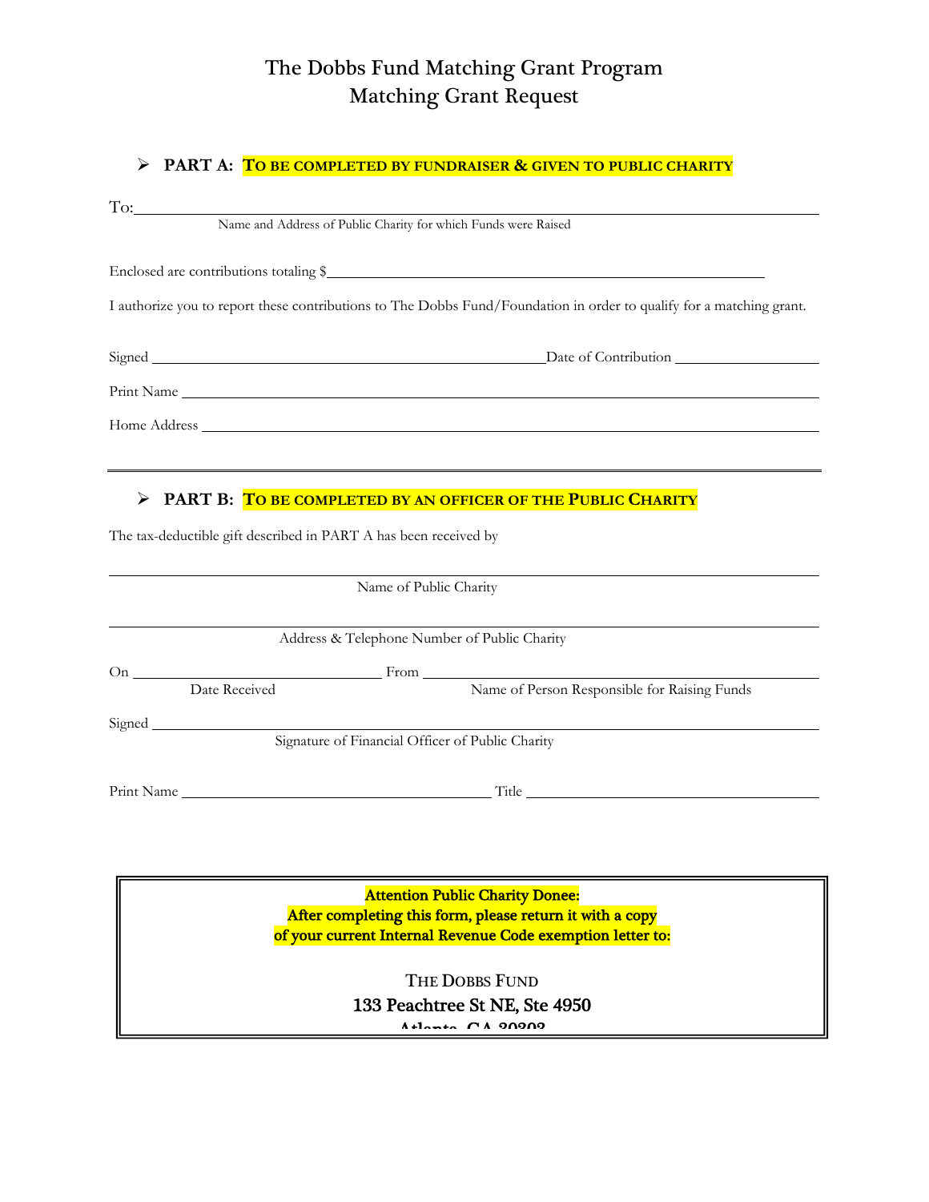# The Dobbs Fund Matching Grant Program
## Matching Grant Request

- **PART A: TO BE COMPLETED BY FUNDRAISER & GIVEN TO PUBLIC CHARITY**

To: ____________________________________________
Name and Address of Public Charity for which Funds were Raised

Enclosed are contributions totaling $____________________________________________

I authorize you to report these contributions to The Dobbs Fund/Foundation in order to qualify for a matching grant.

Signed ______________________________ Date of Contribution ____________________

Print Name ____________________________________________

Home Address ____________________________________________

---

- **PART B: TO BE COMPLETED BY AN OFFICER OF THE PUBLIC CHARITY**

The tax-deductible gift described in PART A has been received by

____________________________________________
Name of Public Charity

____________________________________________
Address & Telephone Number of Public Charity

On ____________________ From ______________________________
Date Received | Name of Person Responsible for Raising Funds

Signed ____________________________________________
Signature of Financial Officer of Public Charity

Print Name ______________________________ Title ______________________________

**Attention Public Charity Donee:**
**After completing this form, please return it with a copy of your current Internal Revenue Code exemption letter to:**

THE DOBBS FUND
133 Peachtree St NE, Ste 4950
Atlanta, GA 30303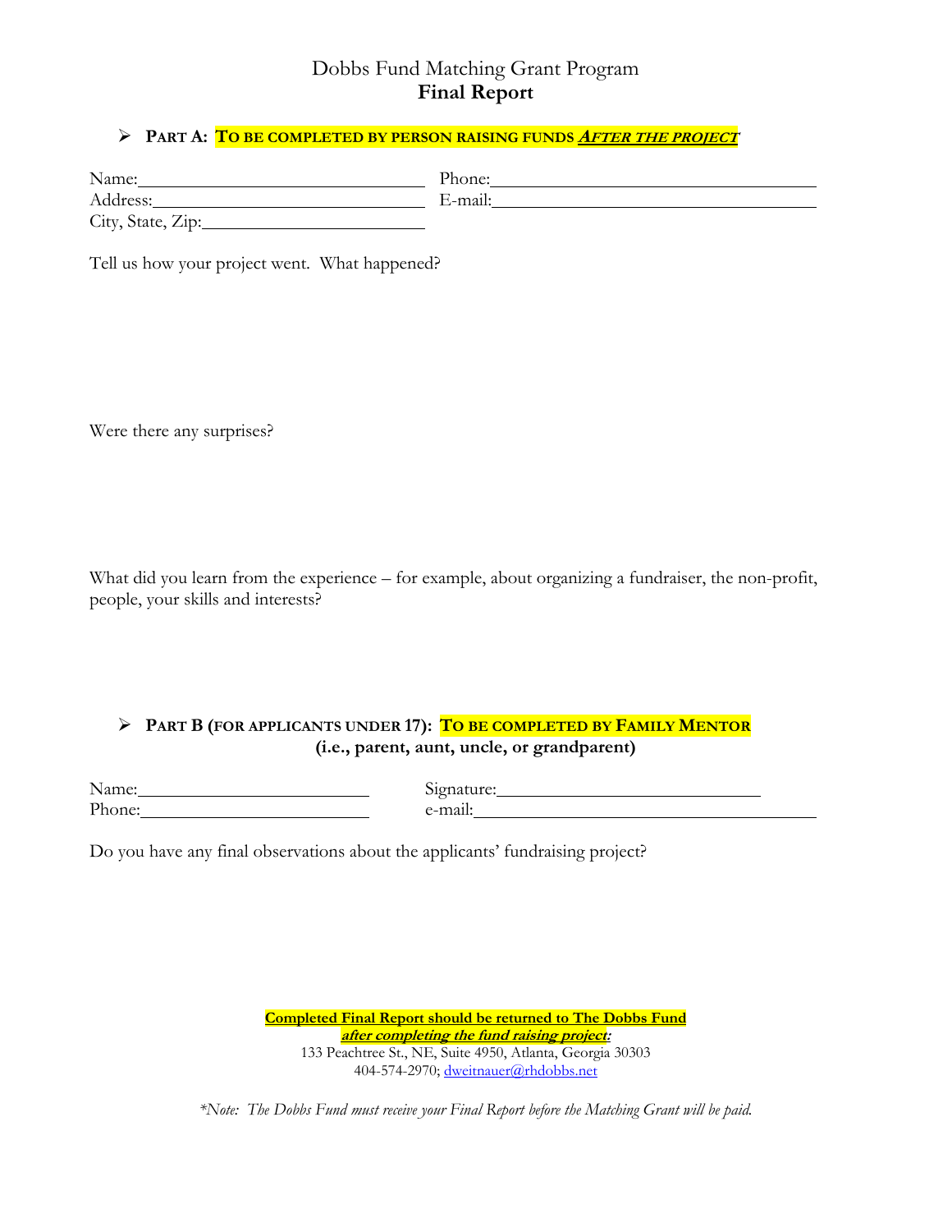# Dobbs Fund Matching Grant Program
## Final Report

- **PART A: TO BE COMPLETED BY PERSON RAISING FUNDS *AFTER THE PROJECT***

Name:______________________________ Phone:______________________________

Address:____________________________ E-mail:______________________________

City, State, Zip:_____________________

Tell us how your project went. What happened?

Were there any surprises?

What did you learn from the experience – for example, about organizing a fundraiser, the non-profit, people, your skills and interests?

- **PART B (FOR APPLICANTS UNDER 17): TO BE COMPLETED BY FAMILY MENTOR**
  **(i.e., parent, aunt, uncle, or grandparent)**

Name:________________________ Signature:__________________________

Phone:________________________ e-mail:______________________________

Do you have any final observations about the applicants' fundraising project?

**Completed Final Report should be returned to The Dobbs Fund**
***after completing the fund raising project:***
133 Peachtree St., NE, Suite 4950, Atlanta, Georgia 30303
404-574-2970; dweitnauer@rhdobbs.net

**Note: The Dobbs Fund must receive your Final Report before the Matching Grant will be paid.*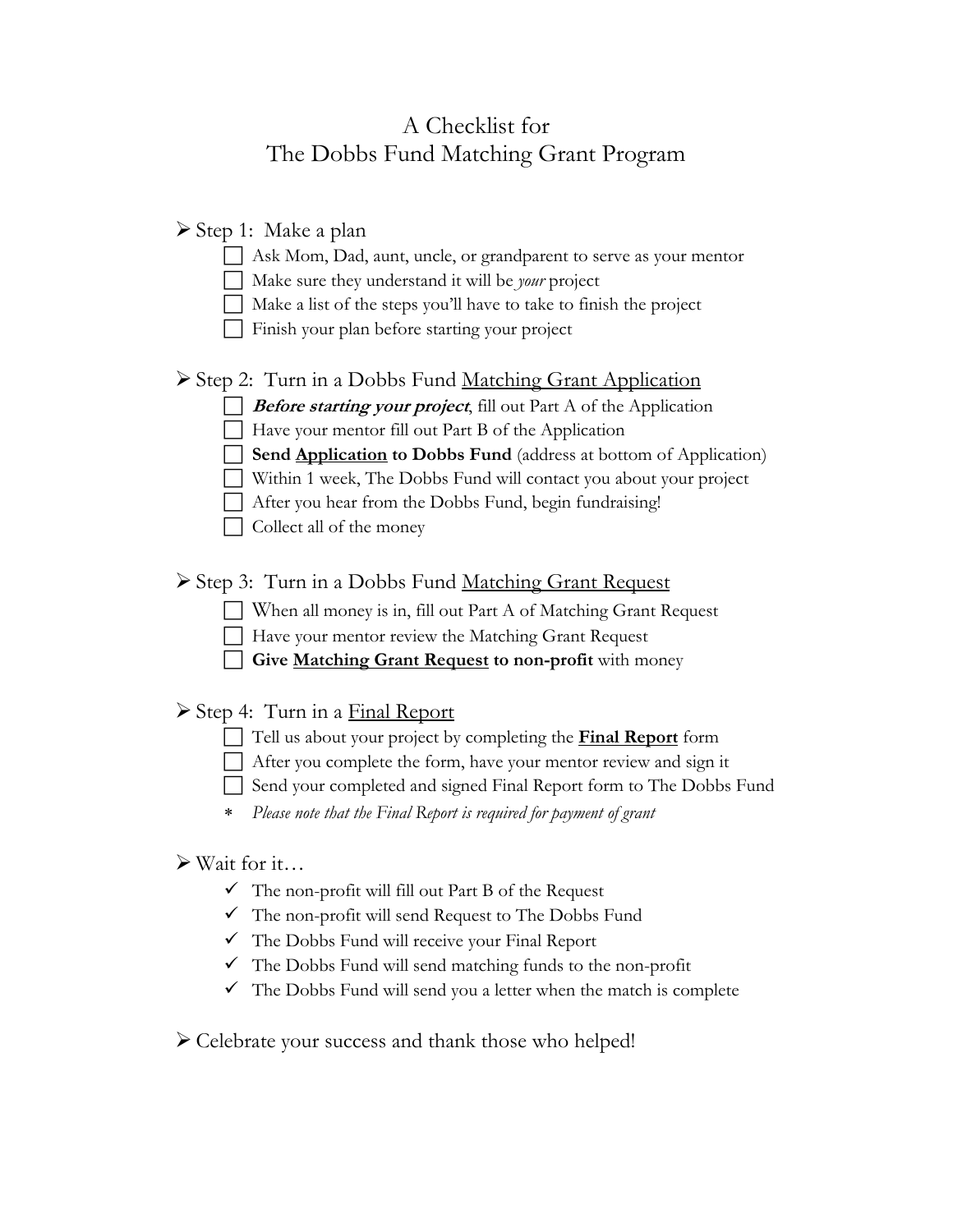# A Checklist for
# The Dobbs Fund Matching Grant Program

- Step 1: Make a plan
  - [ ] Ask Mom, Dad, aunt, uncle, or grandparent to serve as your mentor
  - [ ] Make sure they understand it will be *your* project
  - [ ] Make a list of the steps you'll have to take to finish the project
  - [ ] Finish your plan before starting your project

- Step 2: Turn in a Dobbs Fund <u>Matching Grant Application</u>
  - [ ] ***Before starting your project***, fill out Part A of the Application
  - [ ] Have your mentor fill out Part B of the Application
  - [ ] **Send <u>Application</u> to Dobbs Fund** (address at bottom of Application)
  - [ ] Within 1 week, The Dobbs Fund will contact you about your project
  - [ ] After you hear from the Dobbs Fund, begin fundraising!
  - [ ] Collect all of the money

- Step 3: Turn in a Dobbs Fund <u>Matching Grant Request</u>
  - [ ] When all money is in, fill out Part A of Matching Grant Request
  - [ ] Have your mentor review the Matching Grant Request
  - [ ] **Give <u>Matching Grant Request</u> to non-profit** with money

- Step 4: Turn in a <u>Final Report</u>
  - [ ] Tell us about your project by completing the **<u>Final Report</u>** form
  - [ ] After you complete the form, have your mentor review and sign it
  - [ ] Send your completed and signed Final Report form to The Dobbs Fund
  - * *Please note that the Final Report is required for payment of grant*

- Wait for it…
  - ✓ The non-profit will fill out Part B of the Request
  - ✓ The non-profit will send Request to The Dobbs Fund
  - ✓ The Dobbs Fund will receive your Final Report
  - ✓ The Dobbs Fund will send matching funds to the non-profit
  - ✓ The Dobbs Fund will send you a letter when the match is complete

- Celebrate your success and thank those who helped!